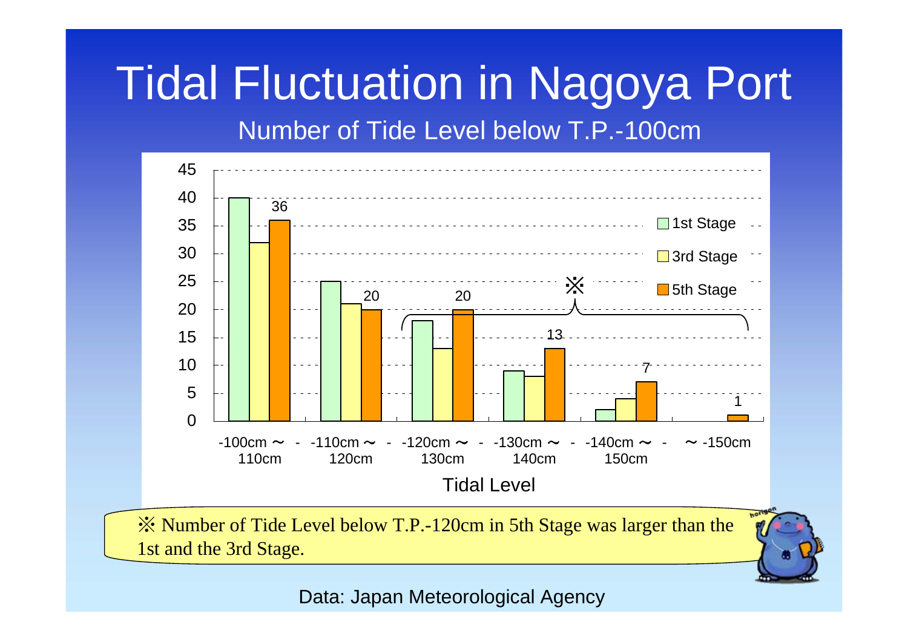# Tidal Fluctuation in Nagoya Port

## Number of Tide Level below T.P.-100cm

| Tidal Level | 1st Stage | 3rd Stage | 5th Stage |
|---|---|---|---|
| -100cm ～ -110cm | 40 | 32 | 36 |
| -110cm ～ -120cm | 25 | 21 | 20 |
| -120cm ～ -130cm | 18 | 13 | 20 |
| -130cm ～ -140cm | 9 | 8 | 13 |
| -140cm ～ -150cm | 2 | 4 | 7 |
| ～ -150cm | | | 1 |

※ Number of Tide Level below T.P.-120cm in 5th Stage was larger than the 1st and the 3rd Stage.

Data: Japan Meteorological Agency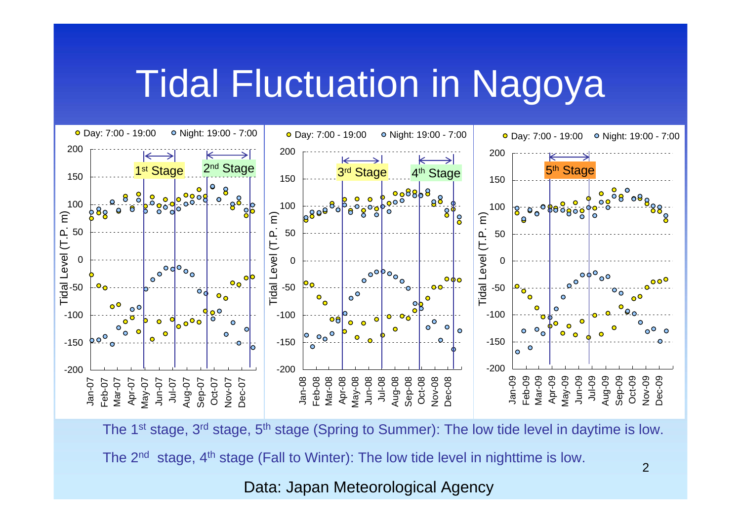# Tidal Fluctuation in Nagoya

The 1st stage, 3rd stage, 5th stage (Spring to Summer): The low tide level in daytime is low.

The 2nd stage, 4th stage (Fall to Winter): The low tide level in nighttime is low.

Data: Japan Meteorological Agency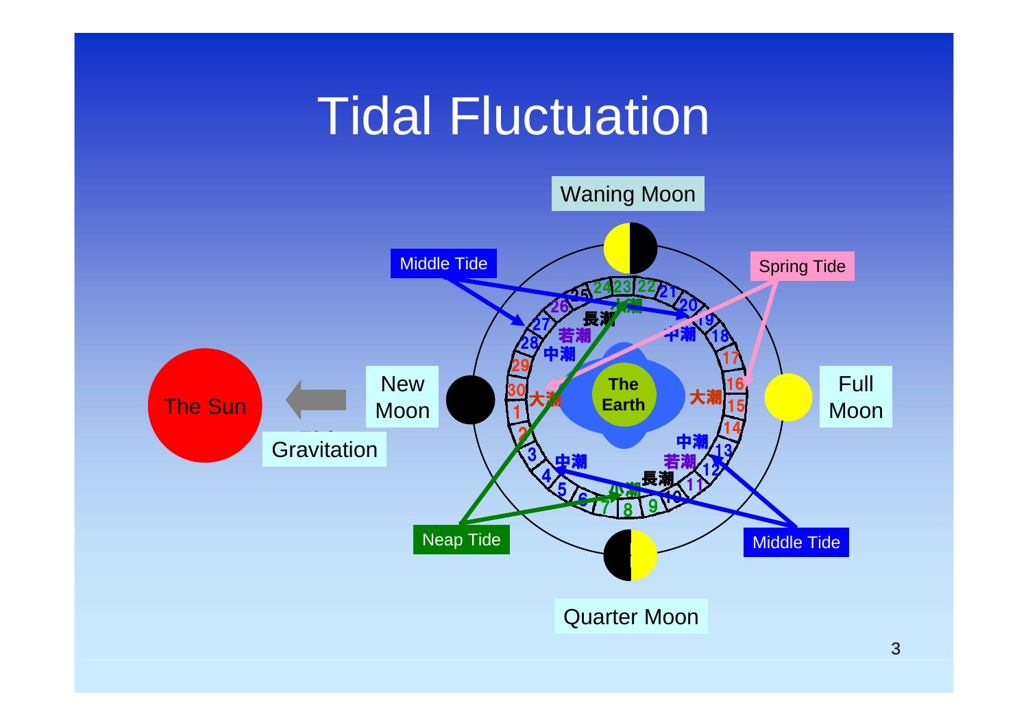# Tidal Fluctuation

Waning Moon

Middle Tide

Spring Tide

The Sun

Gravitation

New Moon

Full Moon

The Earth

大潮

中潮

若潮

長潮

小潮

24 23 22 21 20 19 18 17 16 15 14 13 12 11 10 9 8 7 6 5 4 3 2 1 30 29 28 27 26 25

Neap Tide

Middle Tide

Quarter Moon